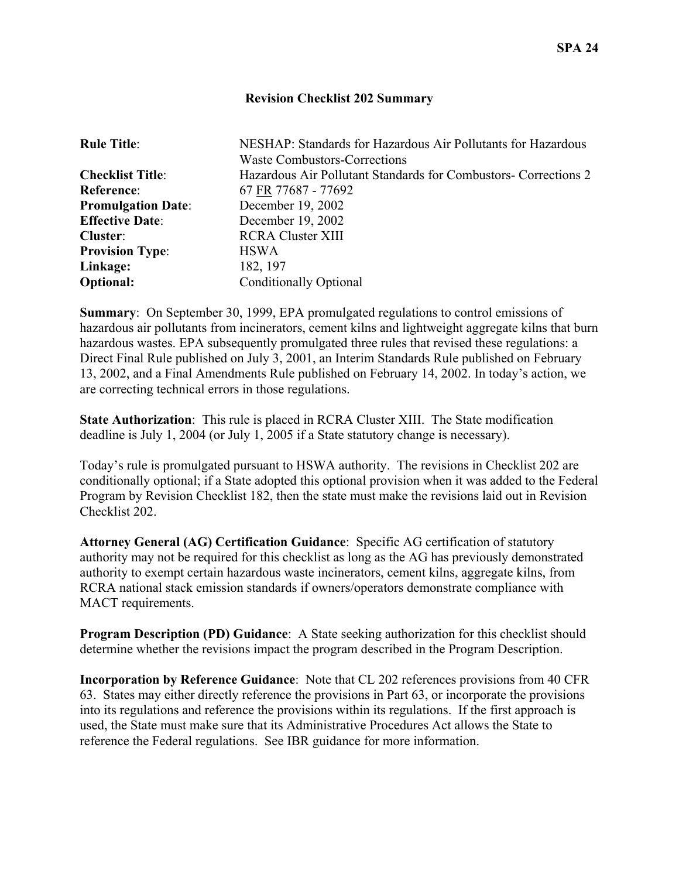SPA 24

## Revision Checklist 202 Summary

| | |
|---|---|
| **Rule Title**: | NESHAP: Standards for Hazardous Air Pollutants for Hazardous Waste Combustors-Corrections |
| **Checklist Title**: | Hazardous Air Pollutant Standards for Combustors- Corrections 2 |
| **Reference**: | 67 FR 77687 - 77692 |
| **Promulgation Date**: | December 19, 2002 |
| **Effective Date**: | December 19, 2002 |
| **Cluster**: | RCRA Cluster XIII |
| **Provision Type**: | HSWA |
| **Linkage:** | 182, 197 |
| **Optional:** | Conditionally Optional |

**Summary**: On September 30, 1999, EPA promulgated regulations to control emissions of hazardous air pollutants from incinerators, cement kilns and lightweight aggregate kilns that burn hazardous wastes. EPA subsequently promulgated three rules that revised these regulations: a Direct Final Rule published on July 3, 2001, an Interim Standards Rule published on February 13, 2002, and a Final Amendments Rule published on February 14, 2002. In today's action, we are correcting technical errors in those regulations.

**State Authorization**: This rule is placed in RCRA Cluster XIII. The State modification deadline is July 1, 2004 (or July 1, 2005 if a State statutory change is necessary).

Today's rule is promulgated pursuant to HSWA authority. The revisions in Checklist 202 are conditionally optional; if a State adopted this optional provision when it was added to the Federal Program by Revision Checklist 182, then the state must make the revisions laid out in Revision Checklist 202.

**Attorney General (AG) Certification Guidance**: Specific AG certification of statutory authority may not be required for this checklist as long as the AG has previously demonstrated authority to exempt certain hazardous waste incinerators, cement kilns, aggregate kilns, from RCRA national stack emission standards if owners/operators demonstrate compliance with MACT requirements.

**Program Description (PD) Guidance**: A State seeking authorization for this checklist should determine whether the revisions impact the program described in the Program Description.

**Incorporation by Reference Guidance**: Note that CL 202 references provisions from 40 CFR 63. States may either directly reference the provisions in Part 63, or incorporate the provisions into its regulations and reference the provisions within its regulations. If the first approach is used, the State must make sure that its Administrative Procedures Act allows the State to reference the Federal regulations. See IBR guidance for more information.